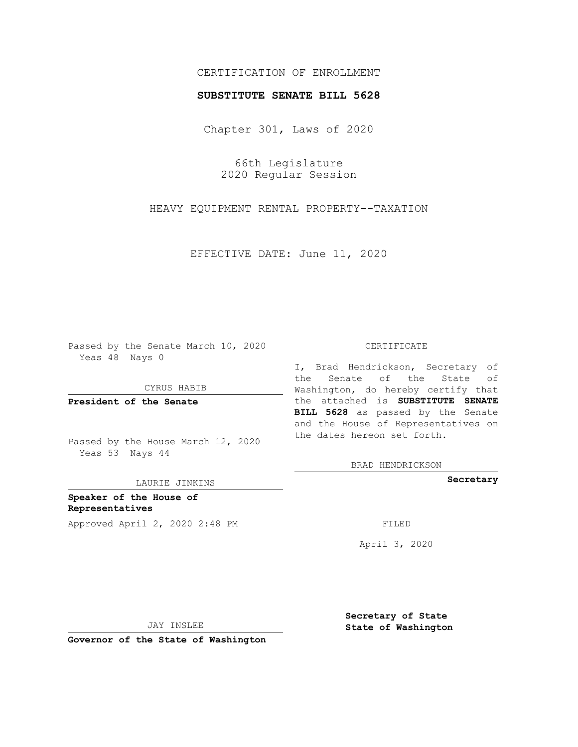CERTIFICATION OF ENROLLMENT

**SUBSTITUTE SENATE BILL 5628**

Chapter 301, Laws of 2020

66th Legislature
2020 Regular Session

HEAVY EQUIPMENT RENTAL PROPERTY--TAXATION

EFFECTIVE DATE: June 11, 2020

Passed by the Senate March 10, 2020
Yeas 48 Nays 0

CYRUS HABIB

**President of the Senate**

Passed by the House March 12, 2020
Yeas 53 Nays 44

LAURIE JINKINS

**Speaker of the House of Representatives**

Approved April 2, 2020 2:48 PM

JAY INSLEE

**Governor of the State of Washington**

CERTIFICATE

I, Brad Hendrickson, Secretary of the Senate of the State of Washington, do hereby certify that the attached is **SUBSTITUTE SENATE BILL 5628** as passed by the Senate and the House of Representatives on the dates hereon set forth.

BRAD HENDRICKSON

**Secretary**

FILED

April 3, 2020

**Secretary of State**
**State of Washington**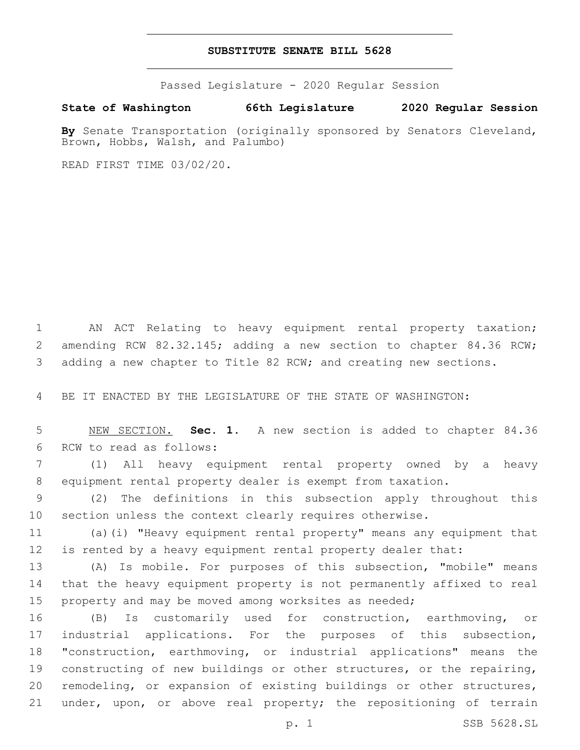# SUBSTITUTE SENATE BILL 5628

Passed Legislature - 2020 Regular Session

**State of Washington 66th Legislature 2020 Regular Session**

**By** Senate Transportation (originally sponsored by Senators Cleveland, Brown, Hobbs, Walsh, and Palumbo)

READ FIRST TIME 03/02/20.

AN ACT Relating to heavy equipment rental property taxation; amending RCW 82.32.145; adding a new section to chapter 84.36 RCW; adding a new chapter to Title 82 RCW; and creating new sections.

BE IT ENACTED BY THE LEGISLATURE OF THE STATE OF WASHINGTON:

NEW SECTION. **Sec. 1.** A new section is added to chapter 84.36 RCW to read as follows:

(1) All heavy equipment rental property owned by a heavy equipment rental property dealer is exempt from taxation.

(2) The definitions in this subsection apply throughout this section unless the context clearly requires otherwise.

(a)(i) "Heavy equipment rental property" means any equipment that is rented by a heavy equipment rental property dealer that:

(A) Is mobile. For purposes of this subsection, "mobile" means that the heavy equipment property is not permanently affixed to real property and may be moved among worksites as needed;

(B) Is customarily used for construction, earthmoving, or industrial applications. For the purposes of this subsection, "construction, earthmoving, or industrial applications" means the constructing of new buildings or other structures, or the repairing, remodeling, or expansion of existing buildings or other structures, under, upon, or above real property; the repositioning of terrain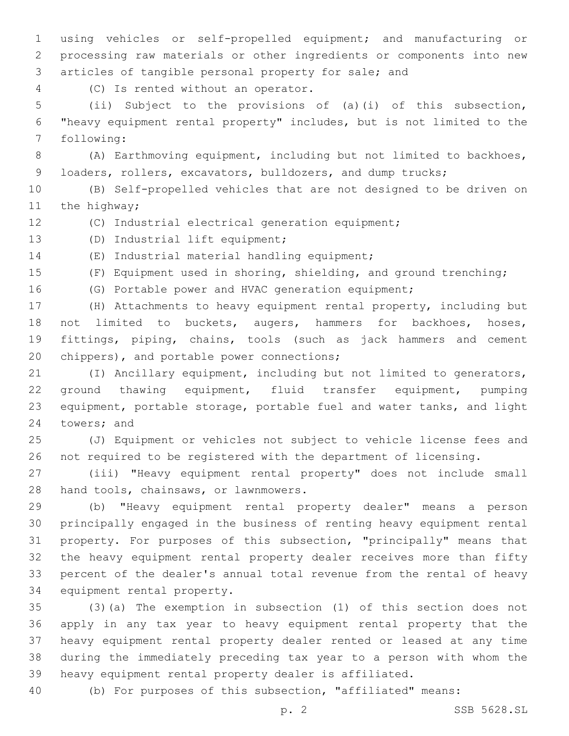using vehicles or self-propelled equipment; and manufacturing or processing raw materials or other ingredients or components into new articles of tangible personal property for sale; and

(C) Is rented without an operator.

(ii) Subject to the provisions of (a)(i) of this subsection, "heavy equipment rental property" includes, but is not limited to the following:

(A) Earthmoving equipment, including but not limited to backhoes, loaders, rollers, excavators, bulldozers, and dump trucks;

(B) Self-propelled vehicles that are not designed to be driven on the highway;

(C) Industrial electrical generation equipment;

(D) Industrial lift equipment;

(E) Industrial material handling equipment;

(F) Equipment used in shoring, shielding, and ground trenching;

(G) Portable power and HVAC generation equipment;

(H) Attachments to heavy equipment rental property, including but not limited to buckets, augers, hammers for backhoes, hoses, fittings, piping, chains, tools (such as jack hammers and cement chippers), and portable power connections;

(I) Ancillary equipment, including but not limited to generators, ground thawing equipment, fluid transfer equipment, pumping equipment, portable storage, portable fuel and water tanks, and light towers; and

(J) Equipment or vehicles not subject to vehicle license fees and not required to be registered with the department of licensing.

(iii) "Heavy equipment rental property" does not include small hand tools, chainsaws, or lawnmowers.

(b) "Heavy equipment rental property dealer" means a person principally engaged in the business of renting heavy equipment rental property. For purposes of this subsection, "principally" means that the heavy equipment rental property dealer receives more than fifty percent of the dealer's annual total revenue from the rental of heavy equipment rental property.

(3)(a) The exemption in subsection (1) of this section does not apply in any tax year to heavy equipment rental property that the heavy equipment rental property dealer rented or leased at any time during the immediately preceding tax year to a person with whom the heavy equipment rental property dealer is affiliated.

(b) For purposes of this subsection, "affiliated" means: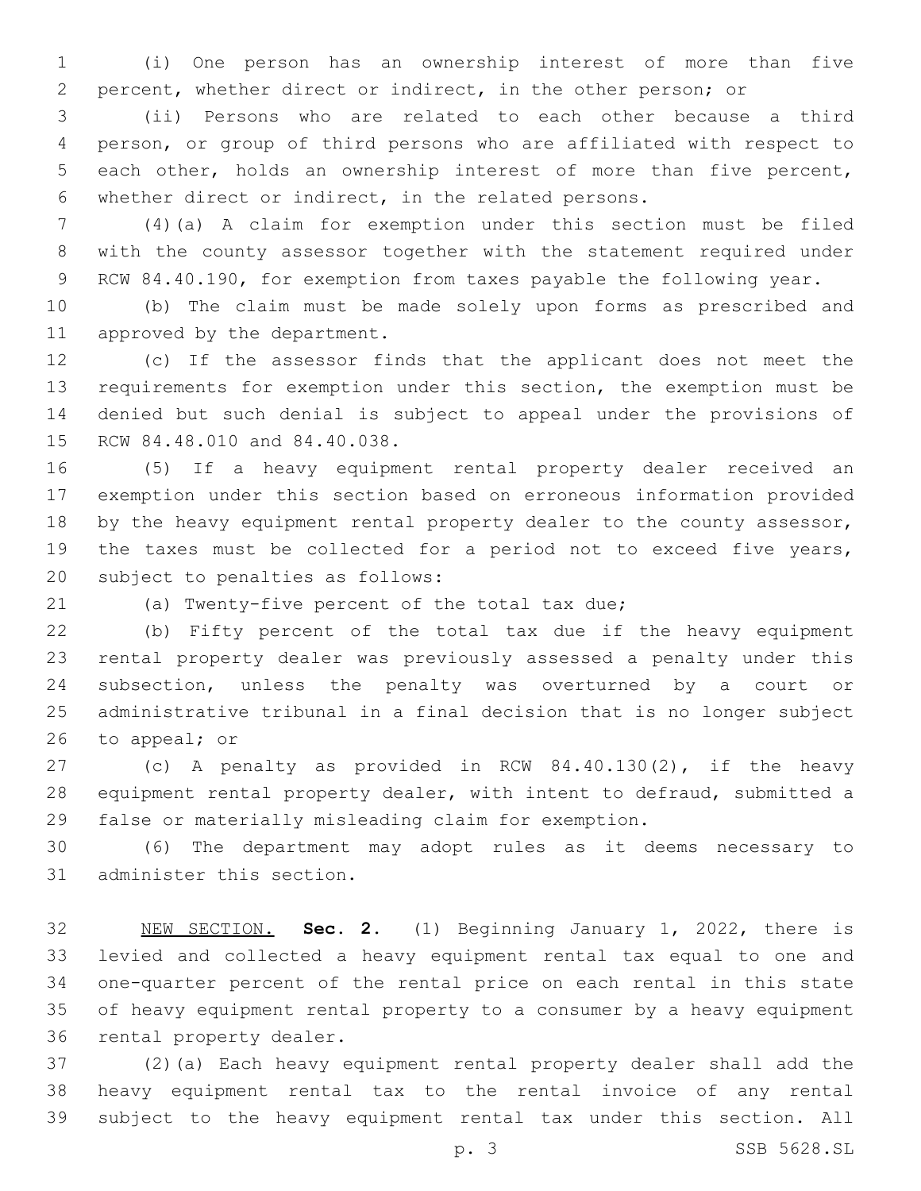(i) One person has an ownership interest of more than five percent, whether direct or indirect, in the other person; or

(ii) Persons who are related to each other because a third person, or group of third persons who are affiliated with respect to each other, holds an ownership interest of more than five percent, whether direct or indirect, in the related persons.

(4)(a) A claim for exemption under this section must be filed with the county assessor together with the statement required under RCW 84.40.190, for exemption from taxes payable the following year.

(b) The claim must be made solely upon forms as prescribed and approved by the department.

(c) If the assessor finds that the applicant does not meet the requirements for exemption under this section, the exemption must be denied but such denial is subject to appeal under the provisions of RCW 84.48.010 and 84.40.038.

(5) If a heavy equipment rental property dealer received an exemption under this section based on erroneous information provided by the heavy equipment rental property dealer to the county assessor, the taxes must be collected for a period not to exceed five years, subject to penalties as follows:

(a) Twenty-five percent of the total tax due;

(b) Fifty percent of the total tax due if the heavy equipment rental property dealer was previously assessed a penalty under this subsection, unless the penalty was overturned by a court or administrative tribunal in a final decision that is no longer subject to appeal; or

(c) A penalty as provided in RCW 84.40.130(2), if the heavy equipment rental property dealer, with intent to defraud, submitted a false or materially misleading claim for exemption.

(6) The department may adopt rules as it deems necessary to administer this section.

NEW SECTION. **Sec. 2.** (1) Beginning January 1, 2022, there is levied and collected a heavy equipment rental tax equal to one and one-quarter percent of the rental price on each rental in this state of heavy equipment rental property to a consumer by a heavy equipment rental property dealer.

(2)(a) Each heavy equipment rental property dealer shall add the heavy equipment rental tax to the rental invoice of any rental subject to the heavy equipment rental tax under this section. All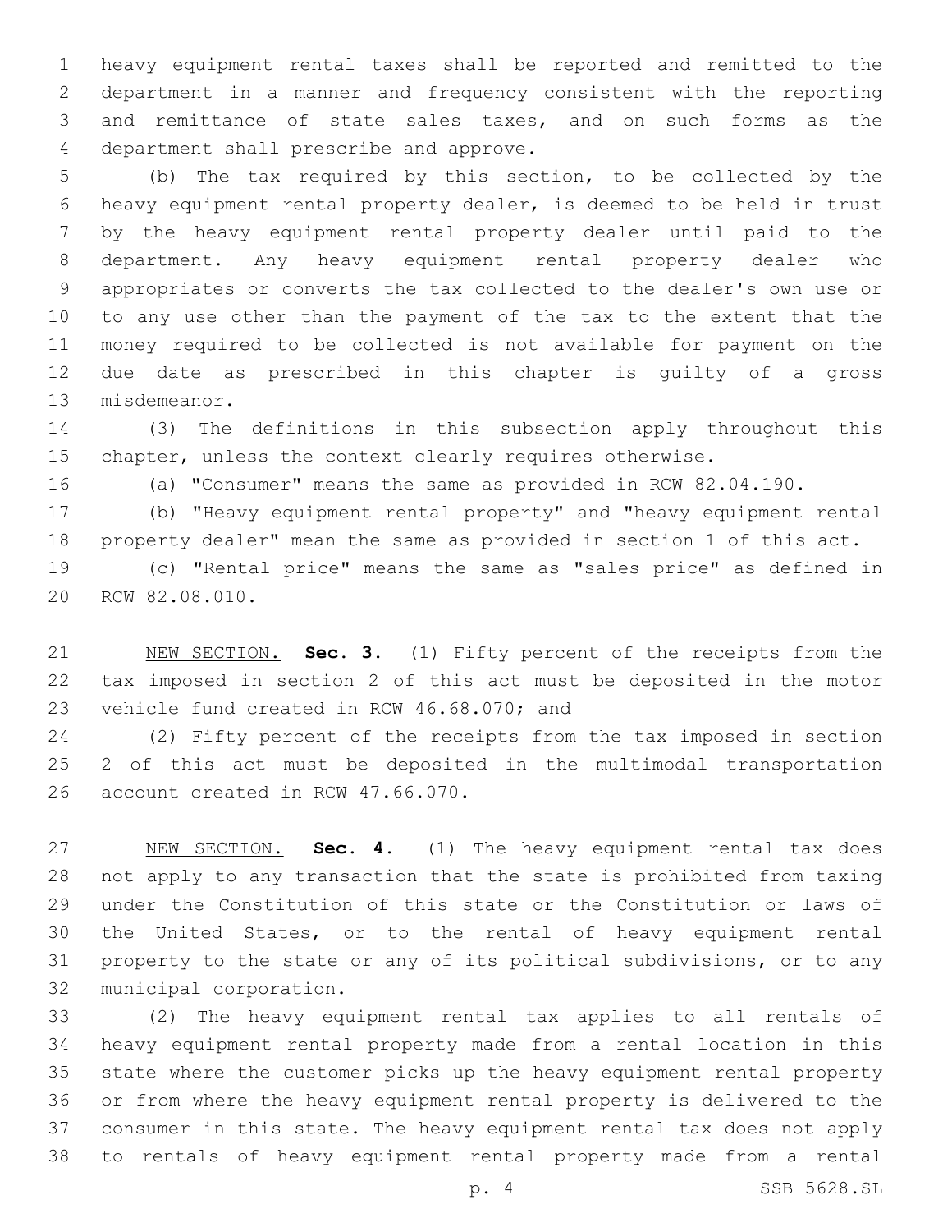heavy equipment rental taxes shall be reported and remitted to the department in a manner and frequency consistent with the reporting and remittance of state sales taxes, and on such forms as the department shall prescribe and approve.

(b) The tax required by this section, to be collected by the heavy equipment rental property dealer, is deemed to be held in trust by the heavy equipment rental property dealer until paid to the department. Any heavy equipment rental property dealer who appropriates or converts the tax collected to the dealer's own use or to any use other than the payment of the tax to the extent that the money required to be collected is not available for payment on the due date as prescribed in this chapter is guilty of a gross misdemeanor.

(3) The definitions in this subsection apply throughout this chapter, unless the context clearly requires otherwise.

(a) "Consumer" means the same as provided in RCW 82.04.190.

(b) "Heavy equipment rental property" and "heavy equipment rental property dealer" mean the same as provided in section 1 of this act.

(c) "Rental price" means the same as "sales price" as defined in RCW 82.08.010.

NEW SECTION. **Sec. 3.** (1) Fifty percent of the receipts from the tax imposed in section 2 of this act must be deposited in the motor vehicle fund created in RCW 46.68.070; and

(2) Fifty percent of the receipts from the tax imposed in section 2 of this act must be deposited in the multimodal transportation account created in RCW 47.66.070.

NEW SECTION. **Sec. 4.** (1) The heavy equipment rental tax does not apply to any transaction that the state is prohibited from taxing under the Constitution of this state or the Constitution or laws of the United States, or to the rental of heavy equipment rental property to the state or any of its political subdivisions, or to any municipal corporation.

(2) The heavy equipment rental tax applies to all rentals of heavy equipment rental property made from a rental location in this state where the customer picks up the heavy equipment rental property or from where the heavy equipment rental property is delivered to the consumer in this state. The heavy equipment rental tax does not apply to rentals of heavy equipment rental property made from a rental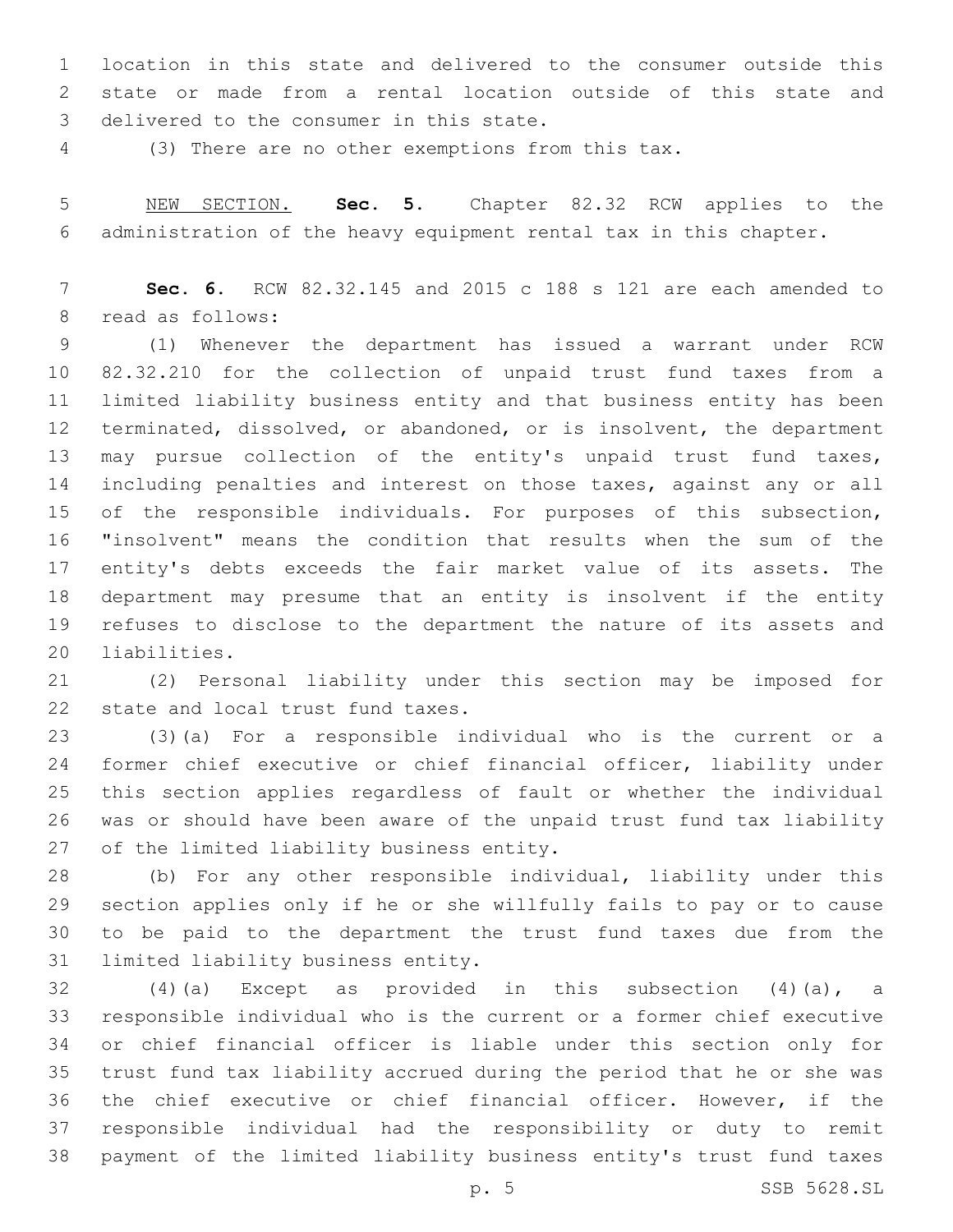location in this state and delivered to the consumer outside this state or made from a rental location outside of this state and delivered to the consumer in this state.

(3) There are no other exemptions from this tax.

NEW SECTION. **Sec. 5.** Chapter 82.32 RCW applies to the administration of the heavy equipment rental tax in this chapter.

**Sec. 6.** RCW 82.32.145 and 2015 c 188 s 121 are each amended to read as follows:

(1) Whenever the department has issued a warrant under RCW 82.32.210 for the collection of unpaid trust fund taxes from a limited liability business entity and that business entity has been terminated, dissolved, or abandoned, or is insolvent, the department may pursue collection of the entity's unpaid trust fund taxes, including penalties and interest on those taxes, against any or all of the responsible individuals. For purposes of this subsection, "insolvent" means the condition that results when the sum of the entity's debts exceeds the fair market value of its assets. The department may presume that an entity is insolvent if the entity refuses to disclose to the department the nature of its assets and liabilities.

(2) Personal liability under this section may be imposed for state and local trust fund taxes.

(3)(a) For a responsible individual who is the current or a former chief executive or chief financial officer, liability under this section applies regardless of fault or whether the individual was or should have been aware of the unpaid trust fund tax liability of the limited liability business entity.

(b) For any other responsible individual, liability under this section applies only if he or she willfully fails to pay or to cause to be paid to the department the trust fund taxes due from the limited liability business entity.

(4)(a) Except as provided in this subsection (4)(a), a responsible individual who is the current or a former chief executive or chief financial officer is liable under this section only for trust fund tax liability accrued during the period that he or she was the chief executive or chief financial officer. However, if the responsible individual had the responsibility or duty to remit payment of the limited liability business entity's trust fund taxes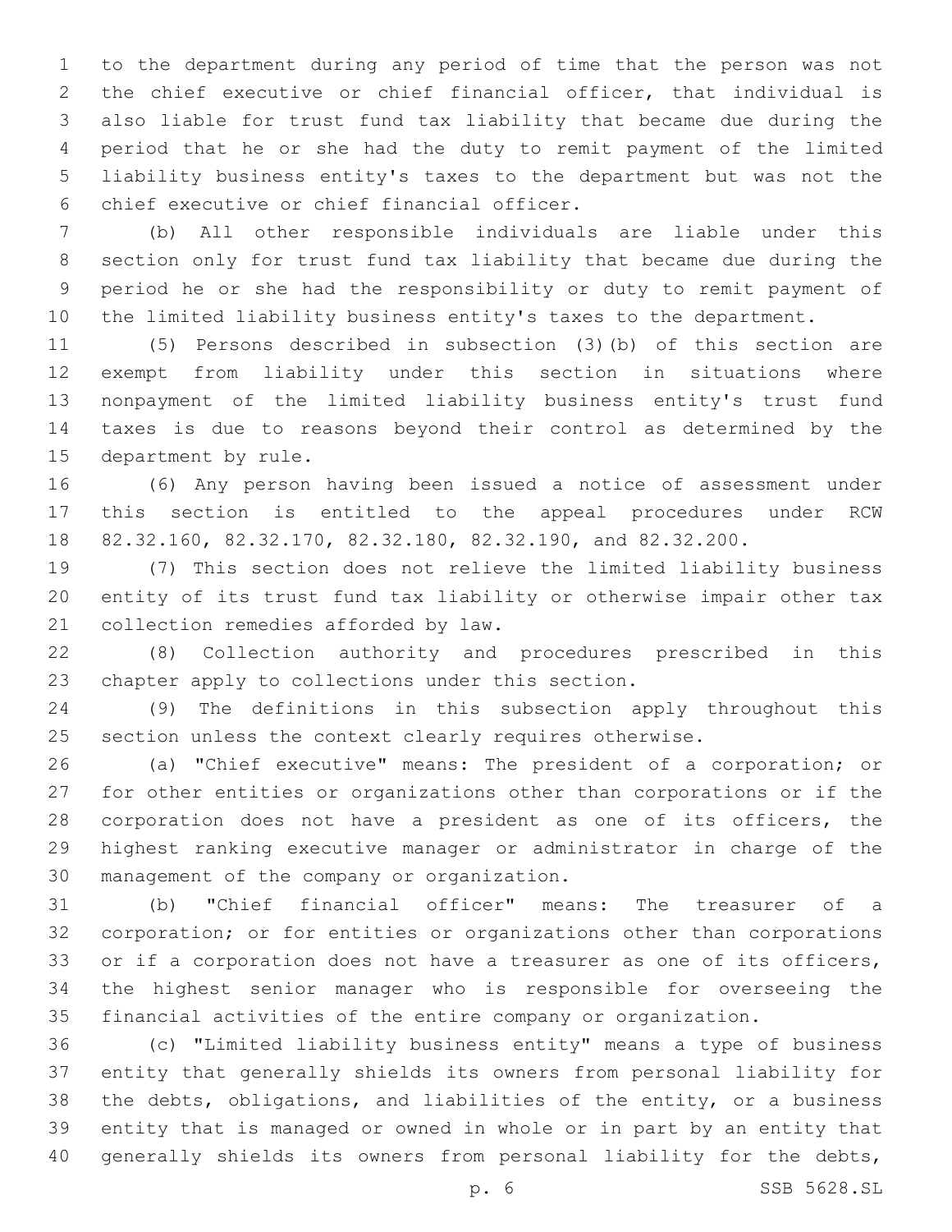to the department during any period of time that the person was not the chief executive or chief financial officer, that individual is also liable for trust fund tax liability that became due during the period that he or she had the duty to remit payment of the limited liability business entity's taxes to the department but was not the chief executive or chief financial officer.

(b) All other responsible individuals are liable under this section only for trust fund tax liability that became due during the period he or she had the responsibility or duty to remit payment of the limited liability business entity's taxes to the department.

(5) Persons described in subsection (3)(b) of this section are exempt from liability under this section in situations where nonpayment of the limited liability business entity's trust fund taxes is due to reasons beyond their control as determined by the department by rule.

(6) Any person having been issued a notice of assessment under this section is entitled to the appeal procedures under RCW 82.32.160, 82.32.170, 82.32.180, 82.32.190, and 82.32.200.

(7) This section does not relieve the limited liability business entity of its trust fund tax liability or otherwise impair other tax collection remedies afforded by law.

(8) Collection authority and procedures prescribed in this chapter apply to collections under this section.

(9) The definitions in this subsection apply throughout this section unless the context clearly requires otherwise.

(a) "Chief executive" means: The president of a corporation; or for other entities or organizations other than corporations or if the corporation does not have a president as one of its officers, the highest ranking executive manager or administrator in charge of the management of the company or organization.

(b) "Chief financial officer" means: The treasurer of a corporation; or for entities or organizations other than corporations or if a corporation does not have a treasurer as one of its officers, the highest senior manager who is responsible for overseeing the financial activities of the entire company or organization.

(c) "Limited liability business entity" means a type of business entity that generally shields its owners from personal liability for the debts, obligations, and liabilities of the entity, or a business entity that is managed or owned in whole or in part by an entity that generally shields its owners from personal liability for the debts,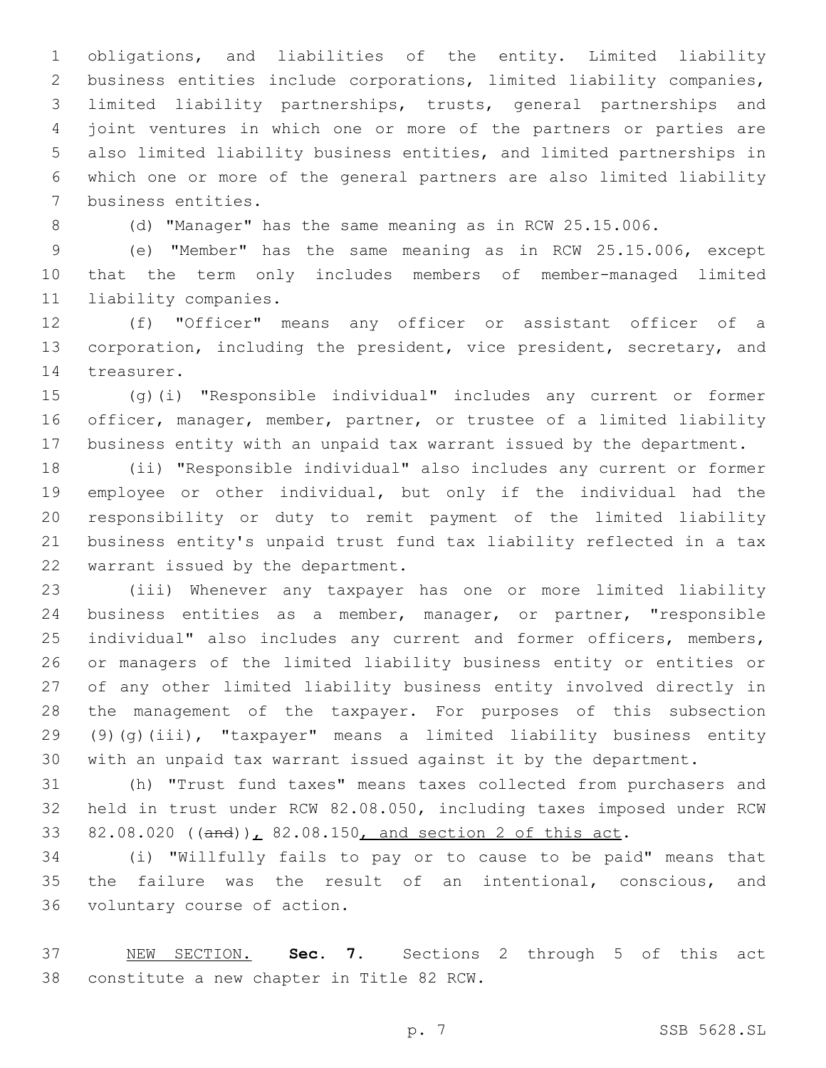obligations, and liabilities of the entity. Limited liability business entities include corporations, limited liability companies, limited liability partnerships, trusts, general partnerships and joint ventures in which one or more of the partners or parties are also limited liability business entities, and limited partnerships in which one or more of the general partners are also limited liability business entities.

(d) "Manager" has the same meaning as in RCW 25.15.006.

(e) "Member" has the same meaning as in RCW 25.15.006, except that the term only includes members of member-managed limited liability companies.

(f) "Officer" means any officer or assistant officer of a corporation, including the president, vice president, secretary, and treasurer.

(g)(i) "Responsible individual" includes any current or former officer, manager, member, partner, or trustee of a limited liability business entity with an unpaid tax warrant issued by the department.

(ii) "Responsible individual" also includes any current or former employee or other individual, but only if the individual had the responsibility or duty to remit payment of the limited liability business entity's unpaid trust fund tax liability reflected in a tax warrant issued by the department.

(iii) Whenever any taxpayer has one or more limited liability business entities as a member, manager, or partner, "responsible individual" also includes any current and former officers, members, or managers of the limited liability business entity or entities or of any other limited liability business entity involved directly in the management of the taxpayer. For purposes of this subsection (9)(g)(iii), "taxpayer" means a limited liability business entity with an unpaid tax warrant issued against it by the department.

(h) "Trust fund taxes" means taxes collected from purchasers and held in trust under RCW 82.08.050, including taxes imposed under RCW 82.08.020 ((~~and~~))<u>,</u> 82.08.150<u>, and section 2 of this act</u>.

(i) "Willfully fails to pay or to cause to be paid" means that the failure was the result of an intentional, conscious, and voluntary course of action.

<u>NEW SECTION.</u> **Sec. 7.** Sections 2 through 5 of this act constitute a new chapter in Title 82 RCW.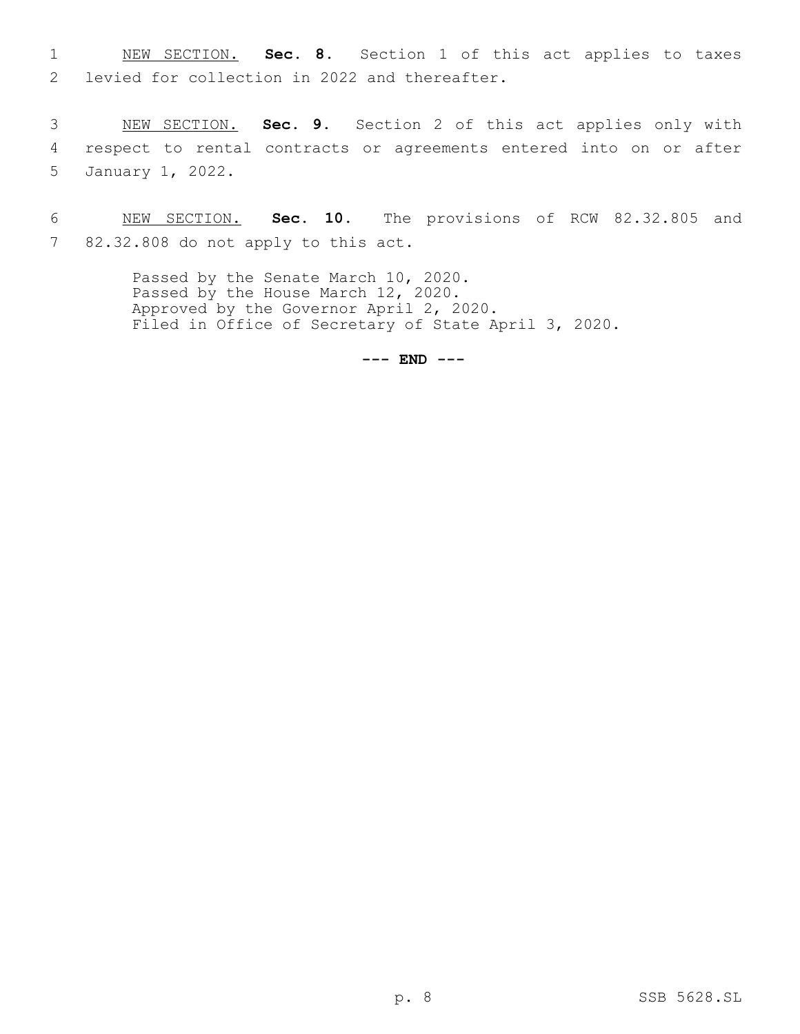NEW SECTION. **Sec. 8.** Section 1 of this act applies to taxes levied for collection in 2022 and thereafter.

NEW SECTION. **Sec. 9.** Section 2 of this act applies only with respect to rental contracts or agreements entered into on or after January 1, 2022.

NEW SECTION. **Sec. 10.** The provisions of RCW 82.32.805 and 82.32.808 do not apply to this act.

Passed by the Senate March 10, 2020.
Passed by the House March 12, 2020.
Approved by the Governor April 2, 2020.
Filed in Office of Secretary of State April 3, 2020.

**--- END ---**